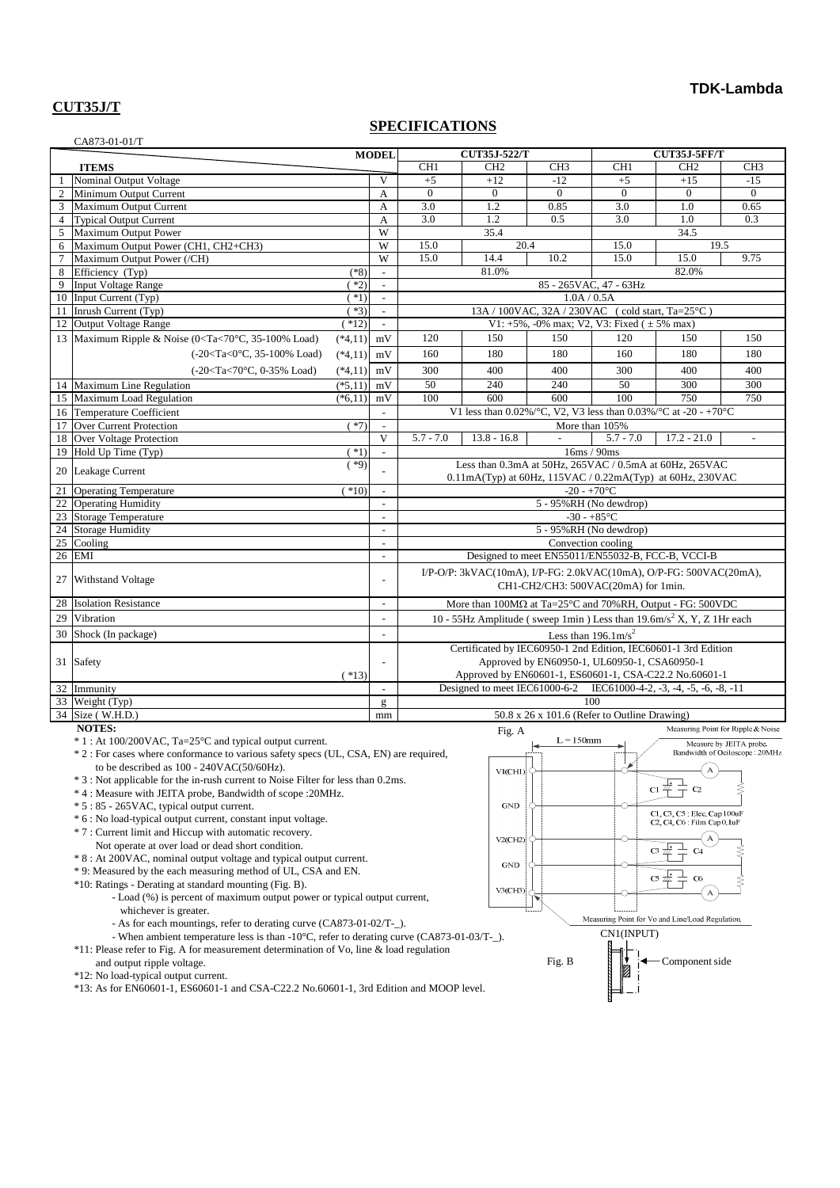**TDK-Lambda**

## CUT35J/T

# SPECIFICATIONS

CA873-01-01/T

| | ITEMS | | MODEL | CUT35J-522/T CH1 | CH2 | CH3 | CUT35J-5FF/T CH1 | CH2 | CH3 |
|---|---|---|---|---|---|---|---|---|---|
| 1 | Nominal Output Voltage | | V | +5 | +12 | -12 | +5 | +15 | -15 |
| 2 | Minimum Output Current | | A | 0 | 0 | 0 | 0 | 0 | 0 |
| 3 | Maximum Output Current | | A | 3.0 | 1.2 | 0.85 | 3.0 | 1.0 | 0.65 |
| 4 | Typical Output Current | | A | 3.0 | 1.2 | 0.5 | 3.0 | 1.0 | 0.3 |
| 5 | Maximum Output Power | | W | 35.4 | | | 34.5 | | |
| 6 | Maximum Output Power (CH1, CH2+CH3) | | W | 15.0 | 20.4 | | 15.0 | 19.5 | |
| 7 | Maximum Output Power (/CH) | | W | 15.0 | 14.4 | 10.2 | 15.0 | 15.0 | 9.75 |
| 8 | Efficiency (Typ) | (*8) | - | 81.0% | | | 82.0% | | |
| 9 | Input Voltage Range | (*2) | - | 85 - 265VAC, 47 - 63Hz | | | | | |
| 10 | Input Current (Typ) | (*1) | - | 1.0A / 0.5A | | | | | |
| 11 | Inrush Current (Typ) | (*3) | - | 13A / 100VAC, 32A / 230VAC (cold start, Ta=25°C) | | | | | |
| 12 | Output Voltage Range | (*12) | - | V1: +5%, -0% max; V2, V3: Fixed ( ± 5% max) | | | | | |
| 13 | Maximum Ripple & Noise (0<Ta<70°C, 35-100% Load) | (*4,11) | mV | 120 | 150 | 150 | 120 | 150 | 150 |
| | (-20<Ta<0°C, 35-100% Load) | (*4,11) | mV | 160 | 180 | 180 | 160 | 180 | 180 |
| | (-20<Ta<70°C, 0-35% Load) | (*4,11) | mV | 300 | 400 | 400 | 300 | 400 | 400 |
| 14 | Maximum Line Regulation | (*5,11) | mV | 50 | 240 | 240 | 50 | 300 | 300 |
| 15 | Maximum Load Regulation | (*6,11) | mV | 100 | 600 | 600 | 100 | 750 | 750 |
| 16 | Temperature Coefficient | | - | V1 less than 0.02%/°C, V2, V3 less than 0.03%/°C at -20 - +70°C | | | | | |
| 17 | Over Current Protection | (*7) | - | More than 105% | | | | | |
| 18 | Over Voltage Protection | | V | 5.7 - 7.0 | 13.8 - 16.8 | - | 5.7 - 7.0 | 17.2 - 21.0 | - |
| 19 | Hold Up Time (Typ) | (*1) | - | 16ms / 90ms | | | | | |
| 20 | Leakage Current | (*9) | - | Less than 0.3mA at 50Hz, 265VAC / 0.5mA at 60Hz, 265VAC 0.11mA(Typ) at 60Hz, 115VAC / 0.22mA(Typ) at 60Hz, 230VAC | | | | | |
| 21 | Operating Temperature | (*10) | - | -20 - +70°C | | | | | |
| 22 | Operating Humidity | | - | 5 - 95%RH (No dewdrop) | | | | | |
| 23 | Storage Temperature | | - | -30 - +85°C | | | | | |
| 24 | Storage Humidity | | - | 5 - 95%RH (No dewdrop) | | | | | |
| 25 | Cooling | | - | Convection cooling | | | | | |
| 26 | EMI | | - | Designed to meet EN55011/EN55032-B, FCC-B, VCCI-B | | | | | |
| 27 | Withstand Voltage | | - | I/P-O/P: 3kVAC(10mA), I/P-FG: 2.0kVAC(10mA), O/P-FG: 500VAC(20mA), CH1-CH2/CH3: 500VAC(20mA) for 1min. | | | | | |
| 28 | Isolation Resistance | | - | More than 100MΩ at Ta=25°C and 70%RH, Output - FG: 500VDC | | | | | |
| 29 | Vibration | | - | 10 - 55Hz Amplitude ( sweep 1min ) Less than 19.6m/s$^2$ X, Y, Z 1Hr each | | | | | |
| 30 | Shock (In package) | | - | Less than 196.1m/s$^2$ | | | | | |
| 31 | Safety | (*13) | - | Certificated by IEC60950-1 2nd Edition, IEC60601-1 3rd Edition Approved by EN60950-1, UL60950-1, CSA60950-1 Approved by EN60601-1, ES60601-1, CSA-C22.2 No.60601-1 | | | | | |
| 32 | Immunity | | - | Designed to meet IEC61000-6-2 IEC61000-4-2, -3, -4, -5, -6, -8, -11 | | | | | |
| 33 | Weight (Typ) | | g | 100 | | | | | |
| 34 | Size ( W.H.D.) | | mm | 50.8 x 26 x 101.6 (Refer to Outline Drawing) | | | | | |

**NOTES:**

- * 1 : At 100/200VAC, Ta=25°C and typical output current.
- * 2 : For cases where conformance to various safety specs (UL, CSA, EN) are required, to be described as 100 - 240VAC(50/60Hz).
- * 3 : Not applicable for the in-rush current to Noise Filter for less than 0.2ms.
- * 4 : Measure with JEITA probe, Bandwidth of scope :20MHz.
- * 5 : 85 - 265VAC, typical output current.
- * 6 : No load-typical output current, constant input voltage.
- * 7 : Current limit and Hiccup with automatic recovery. Not operate at over load or dead short condition.
- * 8 : At 200VAC, nominal output voltage and typical output current.
- * 9: Measured by the each measuring method of UL, CSA and EN.
- *10: Ratings - Derating at standard mounting (Fig. B).
  - Load (%) is percent of maximum output power or typical output current, whichever is greater.
  - As for each mountings, refer to derating curve (CA873-01-02/T-_).
  - When ambient temperature less is than -10°C, refer to derating curve (CA873-01-03/T-_).
- *11: Please refer to Fig. A for measurement determination of Vo, line & load regulation and output ripple voltage.
- *12: No load-typical output current.
- *13: As for EN60601-1, ES60601-1 and CSA-C22.2 No.60601-1, 3rd Edition and MOOP level.

Fig. A

L = 150mm

V1(CH1), GND, V2(CH2), GND, V3(CH3)

Measuring Point for Ripple & Noise

Measure by JEITA probe. Bandwidth of Oscilloscope : 20MHz

C1, C3, C5 : Elec. Cap 100uF
C2, C4, C6 : Film Cap 0.1uF

Measuring Point for Vo and Line/Load Regulation.

Fig. B

CN1(INPUT)

Component side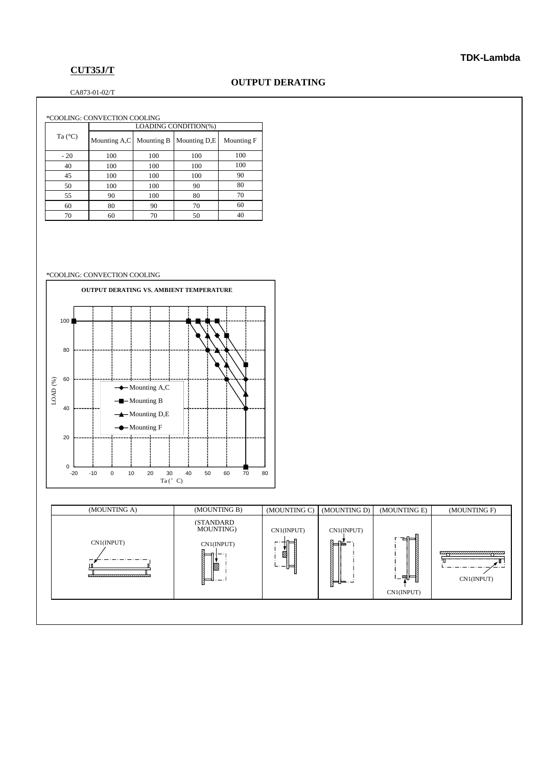**TDK-Lambda**

**CUT35J/T**

## OUTPUT DERATING

CA873-01-02/T

*COOLING: CONVECTION COOLING

| Ta (°C) | LOADING CONDITION(%) | | | |
|---|---|---|---|---|
| | Mounting A,C | Mounting B | Mounting D,E | Mounting F |
| - 20 | 100 | 100 | 100 | 100 |
| 40 | 100 | 100 | 100 | 100 |
| 45 | 100 | 100 | 100 | 90 |
| 50 | 100 | 100 | 90 | 80 |
| 55 | 90 | 100 | 80 | 70 |
| 60 | 80 | 90 | 70 | 60 |
| 70 | 60 | 70 | 50 | 40 |

*COOLING: CONVECTION COOLING

**OUTPUT DERATING VS. AMBIENT TEMPERATURE**

LOAD (%)

Ta (° C)

- Mounting A,C
- Mounting B
- Mounting D,E
- Mounting F

| (MOUNTING A) | (MOUNTING B) | (MOUNTING C) | (MOUNTING D) | (MOUNTING E) | (MOUNTING F) |
|---|---|---|---|---|---|
| CN1(INPUT) | (STANDARD MOUNTING) CN1(INPUT) | CN1(INPUT) | CN1(INPUT) | CN1(INPUT) | CN1(INPUT) |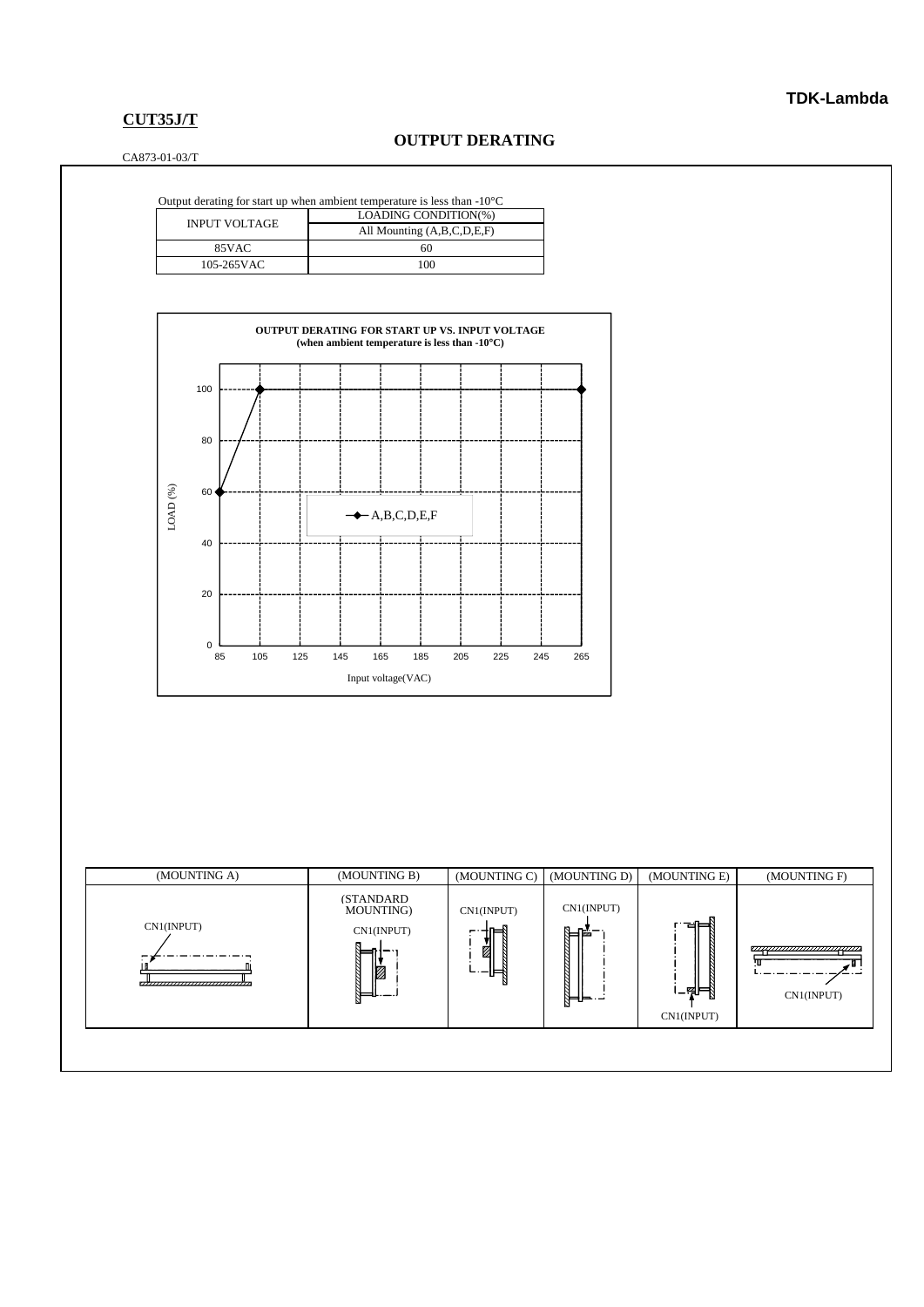**TDK-Lambda**

**CUT35J/T**

## OUTPUT DERATING

CA873-01-03/T

Output derating for start up when ambient temperature is less than -10°C

| INPUT VOLTAGE | LOADING CONDITION(%) |
|---|---|
| | All Mounting (A,B,C,D,E,F) |
| 85VAC | 60 |
| 105-265VAC | 100 |

**OUTPUT DERATING FOR START UP VS. INPUT VOLTAGE**
**(when ambient temperature is less than -10°C)**

LOAD (%)

100
80
60
40
20
0

85 105 125 145 165 185 205 225 245 265

Input voltage(VAC)

A,B,C,D,E,F

| (MOUNTING A) | (MOUNTING B) | (MOUNTING C) | (MOUNTING D) | (MOUNTING E) | (MOUNTING F) |
|---|---|---|---|---|---|
| CN1(INPUT) | (STANDARD MOUNTING) CN1(INPUT) | CN1(INPUT) | CN1(INPUT) | CN1(INPUT) | CN1(INPUT) |